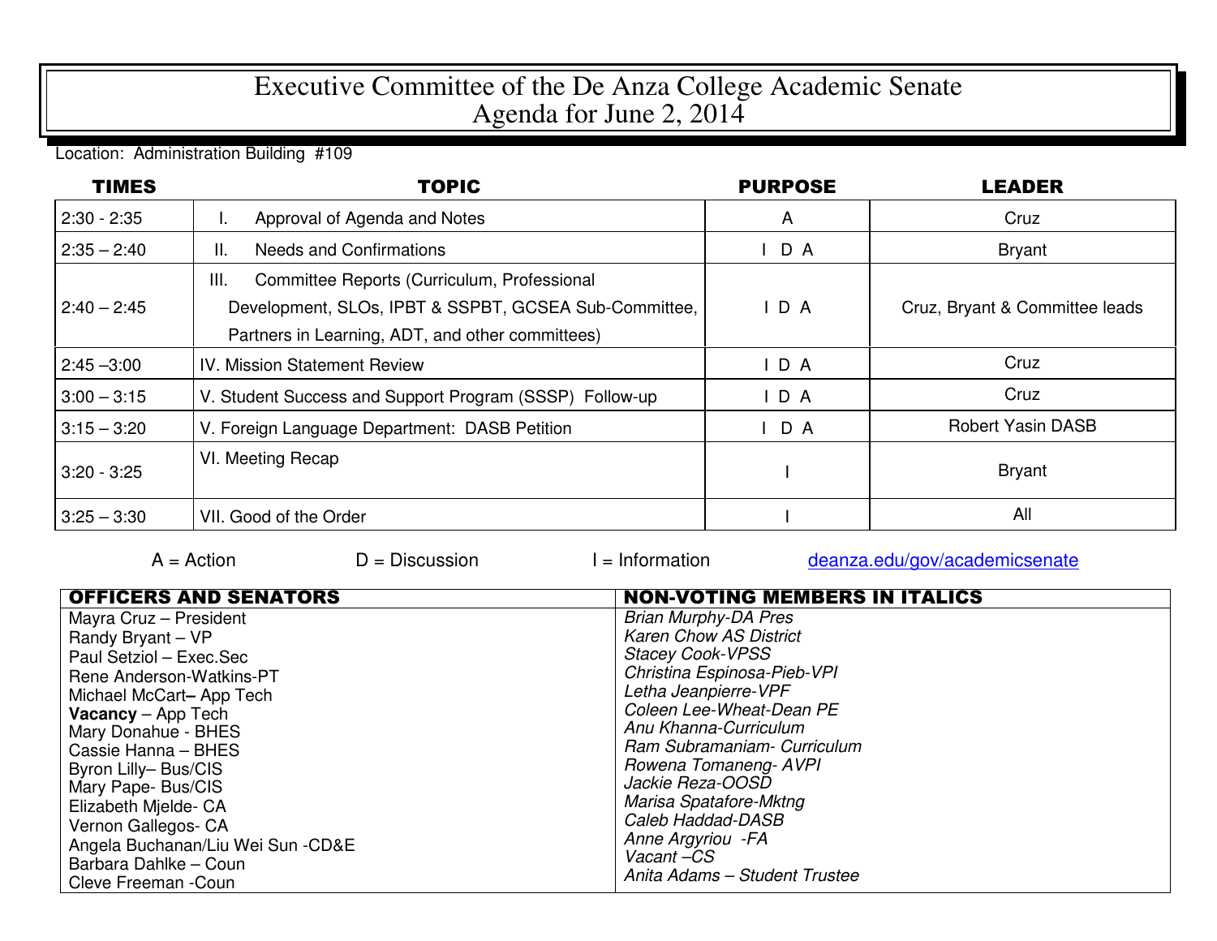# Executive Committee of the De Anza College Academic Senate
# Agenda for June 2, 2014

Location: Administration Building #109

| TIMES | TOPIC | PURPOSE | LEADER |
|---|---|---|---|
| 2:30 - 2:35 | I. Approval of Agenda and Notes | A | Cruz |
| 2:35 – 2:40 | II. Needs and Confirmations | I D A | Bryant |
| 2:40 – 2:45 | III. Committee Reports (Curriculum, Professional Development, SLOs, IPBT & SSPBT, GCSEA Sub-Committee, Partners in Learning, ADT, and other committees) | I D A | Cruz, Bryant & Committee leads |
| 2:45 –3:00 | IV. Mission Statement Review | I D A | Cruz |
| 3:00 – 3:15 | V. Student Success and Support Program (SSSP) Follow-up | I D A | Cruz |
| 3:15 – 3:20 | V. Foreign Language Department: DASB Petition | I D A | Robert Yasin DASB |
| 3:20 - 3:25 | VI. Meeting Recap | I | Bryant |
| 3:25 – 3:30 | VII. Good of the Order | I | All |

A = Action D = Discussion I = Information deanza.edu/gov/academicsenate

| OFFICERS AND SENATORS | NON-VOTING MEMBERS IN ITALICS |
|---|---|
| Mayra Cruz – President | *Brian Murphy-DA Pres* |
| Randy Bryant – VP | *Karen Chow AS District* |
| Paul Setziol – Exec.Sec | *Stacey Cook-VPSS* |
| Rene Anderson-Watkins-PT | *Christina Espinosa-Pieb-VPI* |
| Michael McCart– App Tech | *Letha Jeanpierre-VPF* |
| **Vacancy** – App Tech | *Coleen Lee-Wheat-Dean PE* |
| Mary Donahue - BHES | *Anu Khanna-Curriculum* |
| Cassie Hanna – BHES | *Ram Subramaniam- Curriculum* |
| Byron Lilly– Bus/CIS | *Rowena Tomaneng- AVPI* |
| Mary Pape- Bus/CIS | *Jackie Reza-OOSD* |
| Elizabeth Mjelde- CA | *Marisa Spatafore-Mktng* |
| Vernon Gallegos- CA | *Caleb Haddad-DASB* |
| Angela Buchanan/Liu Wei Sun -CD&E | *Anne Argyriou -FA* |
| Barbara Dahlke – Coun | *Vacant –CS* |
| Cleve Freeman -Coun | *Anita Adams – Student Trustee* |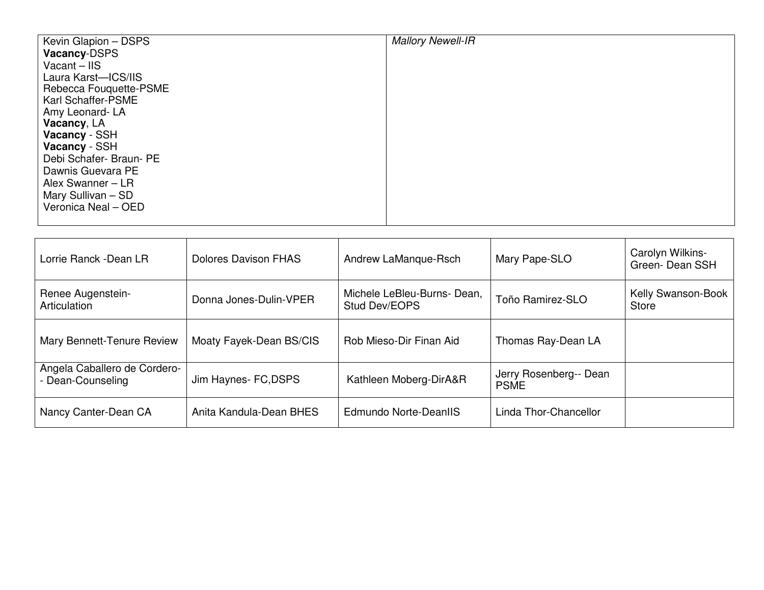| | |
|---|---|
| Kevin Glapion – DSPS<br>**Vacancy**-DSPS<br>Vacant – IIS<br>Laura Karst—ICS/IIS<br>Rebecca Fouquette-PSME<br>Karl Schaffer-PSME<br>Amy Leonard- LA<br>**Vacancy**, LA<br>**Vacancy** - SSH<br>**Vacancy** - SSH<br>Debi Schafer- Braun- PE<br>Dawnis Guevara PE<br>Alex Swanner – LR<br>Mary Sullivan – SD<br>Veronica Neal – OED | *Mallory Newell-IR* |

| | | | | |
|---|---|---|---|---|
| Lorrie Ranck -Dean LR | Dolores Davison FHAS | Andrew LaManque-Rsch | Mary Pape-SLO | Carolyn Wilkins-Green- Dean SSH |
| Renee Augenstein-Articulation | Donna Jones-Dulin-VPER | Michele LeBleu-Burns- Dean, Stud Dev/EOPS | Toño Ramirez-SLO | Kelly Swanson-Book Store |
| Mary Bennett-Tenure Review | Moaty Fayek-Dean BS/CIS | Rob Mieso-Dir Finan Aid | Thomas Ray-Dean LA | |
| Angela Caballero de Cordero-- Dean-Counseling | Jim Haynes- FC,DSPS | Kathleen Moberg-DirA&R | Jerry Rosenberg-- Dean PSME | |
| Nancy Canter-Dean CA | Anita Kandula-Dean BHES | Edmundo Norte-DeanIIS | Linda Thor-Chancellor | |